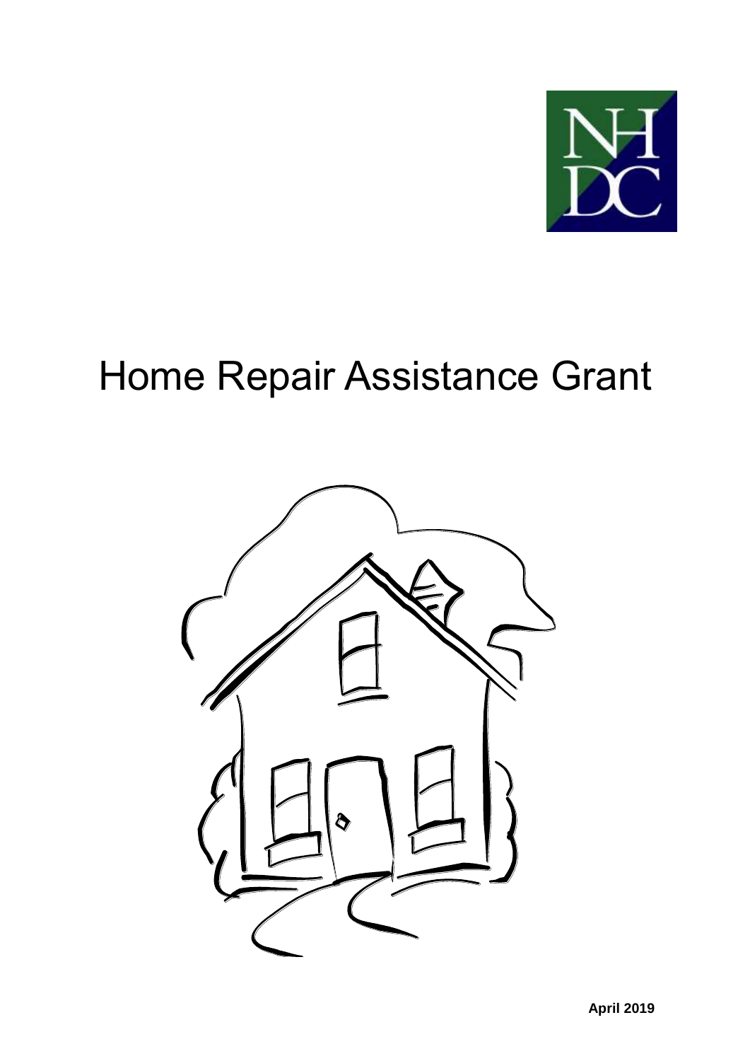NHDC

# Home Repair Assistance Grant

**April 2019**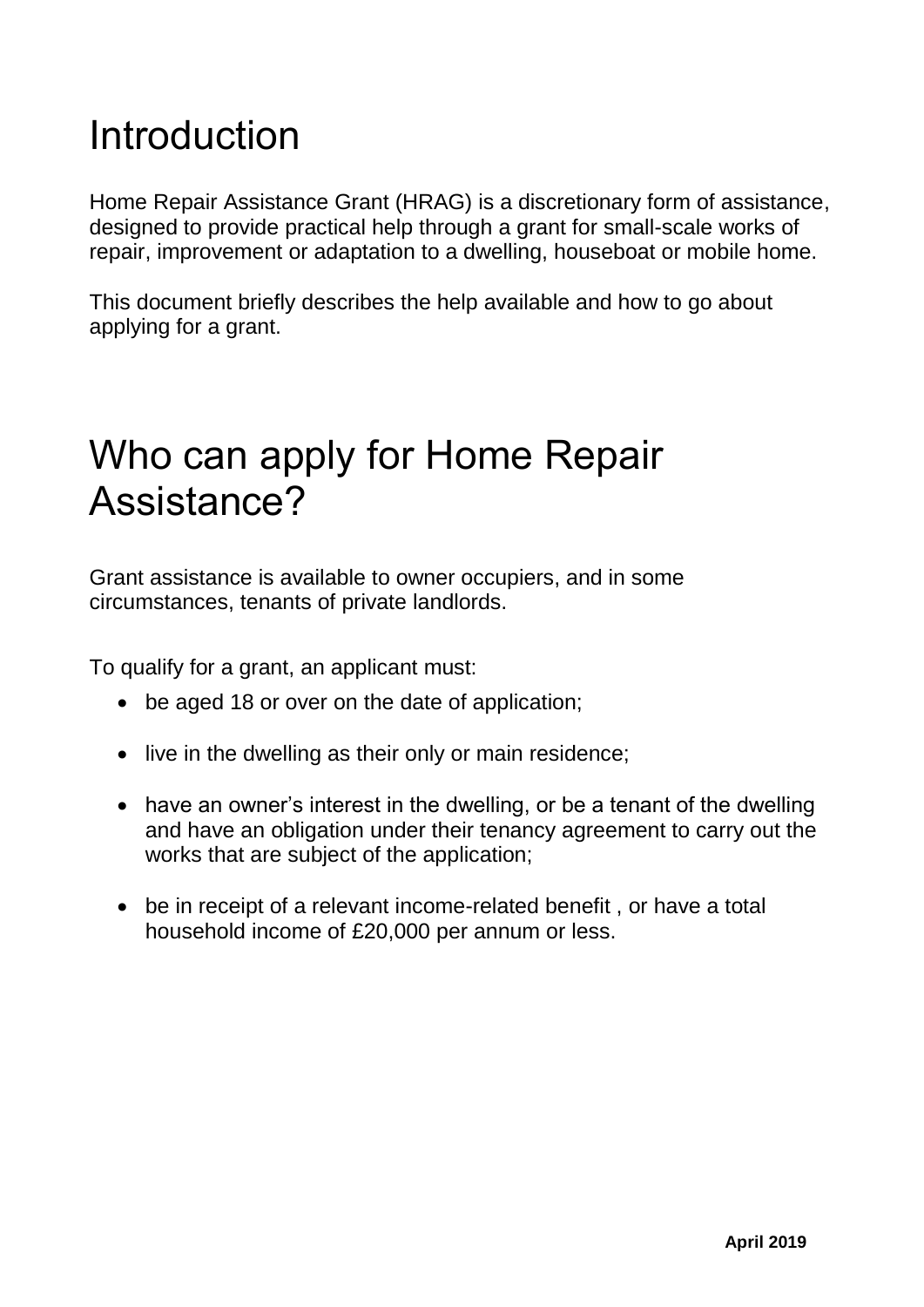# Introduction

Home Repair Assistance Grant (HRAG) is a discretionary form of assistance, designed to provide practical help through a grant for small-scale works of repair, improvement or adaptation to a dwelling, houseboat or mobile home.

This document briefly describes the help available and how to go about applying for a grant.

# Who can apply for Home Repair Assistance?

Grant assistance is available to owner occupiers, and in some circumstances, tenants of private landlords.

To qualify for a grant, an applicant must:

- be aged 18 or over on the date of application;
- live in the dwelling as their only or main residence;
- have an owner's interest in the dwelling, or be a tenant of the dwelling and have an obligation under their tenancy agreement to carry out the works that are subject of the application;
- be in receipt of a relevant income-related benefit , or have a total household income of £20,000 per annum or less.

**April 2019**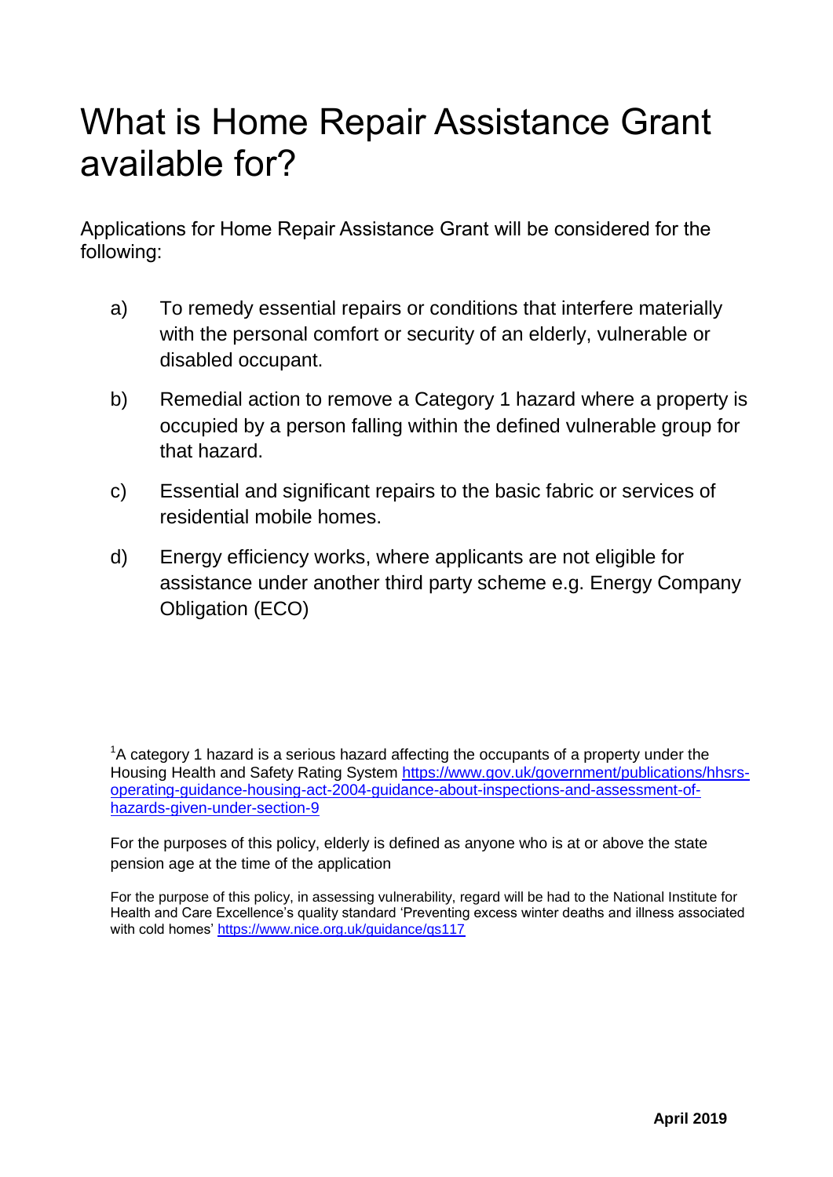# What is Home Repair Assistance Grant available for?

Applications for Home Repair Assistance Grant will be considered for the following:

a) To remedy essential repairs or conditions that interfere materially with the personal comfort or security of an elderly, vulnerable or disabled occupant.

b) Remedial action to remove a Category 1 hazard where a property is occupied by a person falling within the defined vulnerable group for that hazard.

c) Essential and significant repairs to the basic fabric or services of residential mobile homes.

d) Energy efficiency works, where applicants are not eligible for assistance under another third party scheme e.g. Energy Company Obligation (ECO)

[1]A category 1 hazard is a serious hazard affecting the occupants of a property under the Housing Health and Safety Rating System https://www.gov.uk/government/publications/hhsrs-operating-guidance-housing-act-2004-guidance-about-inspections-and-assessment-of-hazards-given-under-section-9

For the purposes of this policy, elderly is defined as anyone who is at or above the state pension age at the time of the application

For the purpose of this policy, in assessing vulnerability, regard will be had to the National Institute for Health and Care Excellence's quality standard 'Preventing excess winter deaths and illness associated with cold homes' https://www.nice.org.uk/guidance/qs117

**April 2019**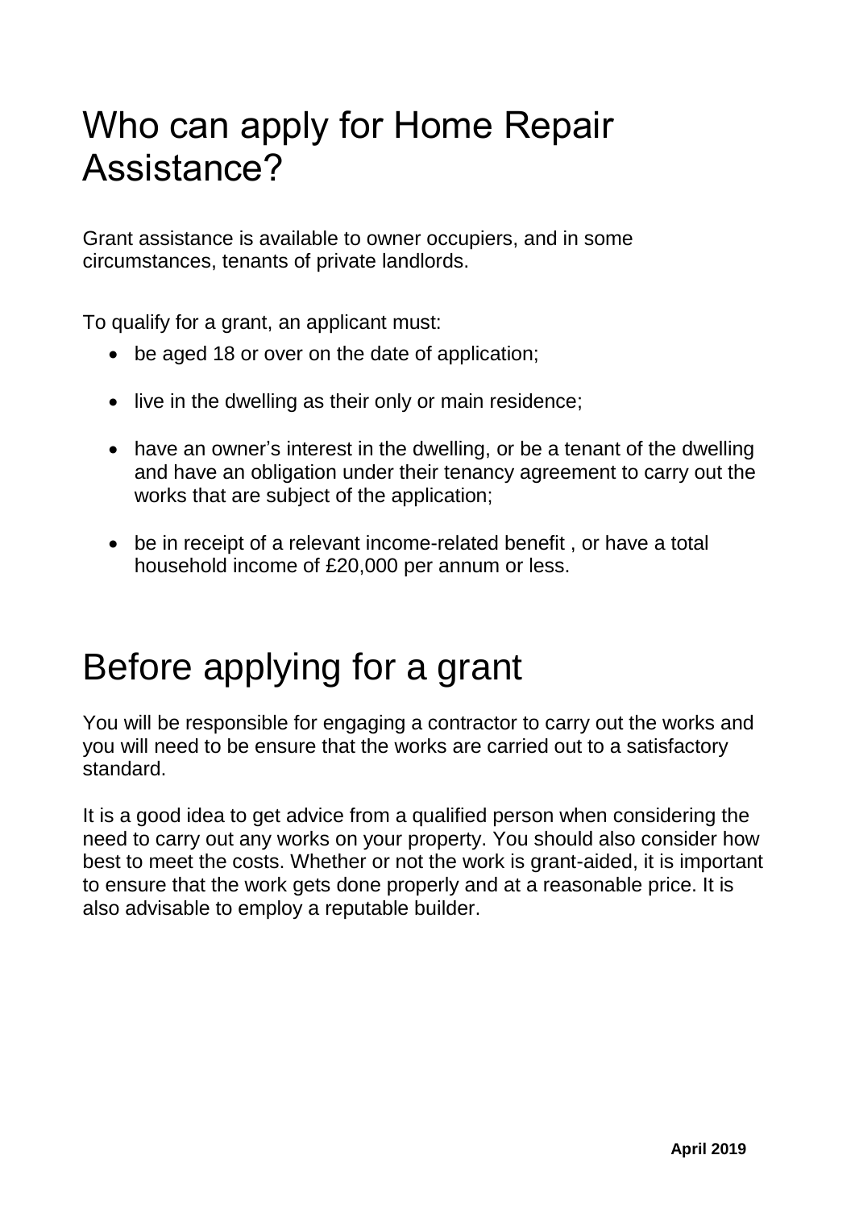# Who can apply for Home Repair Assistance?

Grant assistance is available to owner occupiers, and in some circumstances, tenants of private landlords.

To qualify for a grant, an applicant must:

- be aged 18 or over on the date of application;
- live in the dwelling as their only or main residence;
- have an owner's interest in the dwelling, or be a tenant of the dwelling and have an obligation under their tenancy agreement to carry out the works that are subject of the application;
- be in receipt of a relevant income-related benefit , or have a total household income of £20,000 per annum or less.

# Before applying for a grant

You will be responsible for engaging a contractor to carry out the works and you will need to be ensure that the works are carried out to a satisfactory standard.

It is a good idea to get advice from a qualified person when considering the need to carry out any works on your property. You should also consider how best to meet the costs. Whether or not the work is grant-aided, it is important to ensure that the work gets done properly and at a reasonable price. It is also advisable to employ a reputable builder.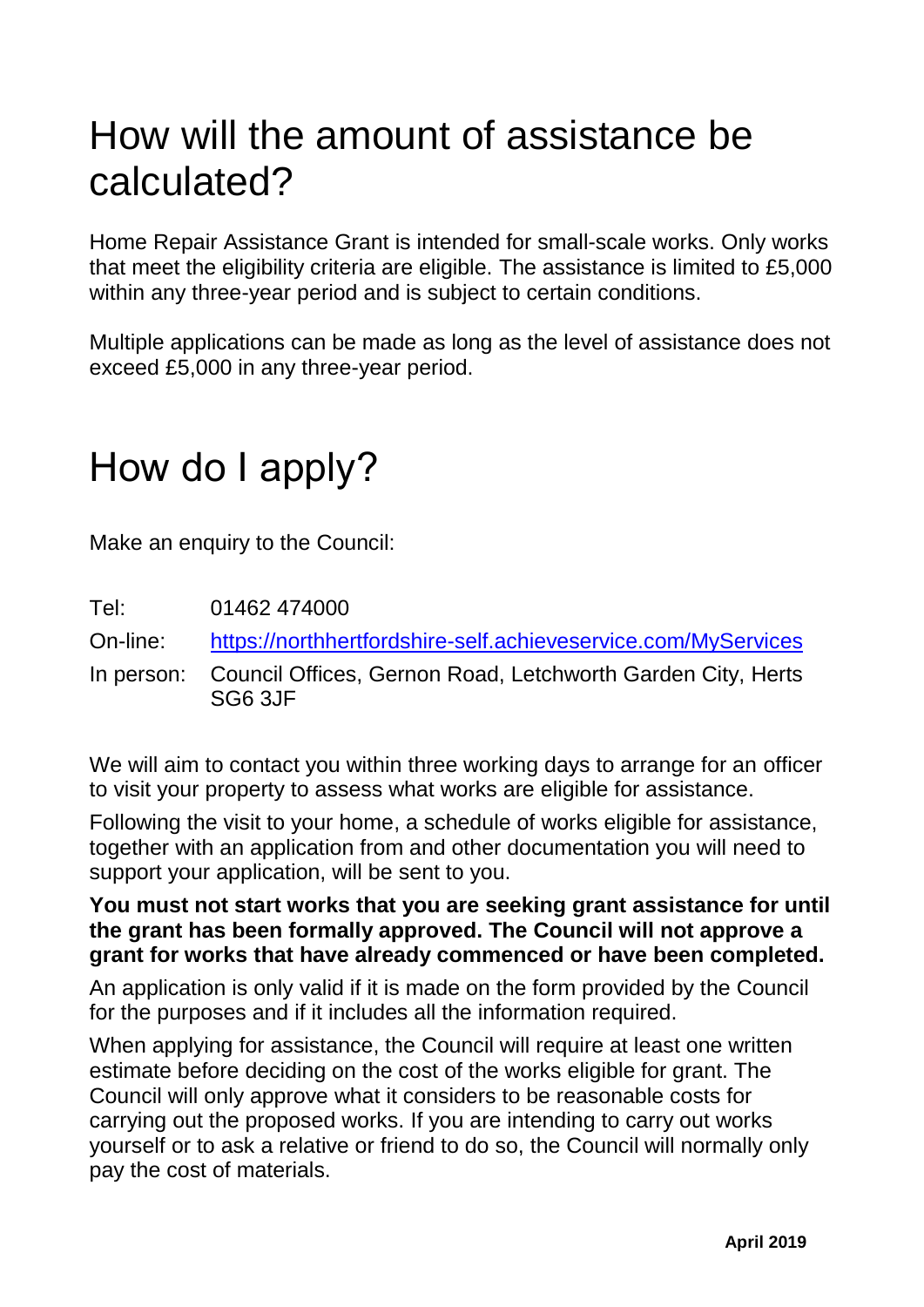# How will the amount of assistance be calculated?

Home Repair Assistance Grant is intended for small-scale works. Only works that meet the eligibility criteria are eligible. The assistance is limited to £5,000 within any three-year period and is subject to certain conditions.

Multiple applications can be made as long as the level of assistance does not exceed £5,000 in any three-year period.

# How do I apply?

Make an enquiry to the Council:

| | |
|---|---|
| Tel: | 01462 474000 |
| On-line: | https://northhertfordshire-self.achieveservice.com/MyServices |
| In person: | Council Offices, Gernon Road, Letchworth Garden City, Herts SG6 3JF |

We will aim to contact you within three working days to arrange for an officer to visit your property to assess what works are eligible for assistance.

Following the visit to your home, a schedule of works eligible for assistance, together with an application from and other documentation you will need to support your application, will be sent to you.

**You must not start works that you are seeking grant assistance for until the grant has been formally approved. The Council will not approve a grant for works that have already commenced or have been completed.**

An application is only valid if it is made on the form provided by the Council for the purposes and if it includes all the information required.

When applying for assistance, the Council will require at least one written estimate before deciding on the cost of the works eligible for grant. The Council will only approve what it considers to be reasonable costs for carrying out the proposed works. If you are intending to carry out works yourself or to ask a relative or friend to do so, the Council will normally only pay the cost of materials.

**April 2019**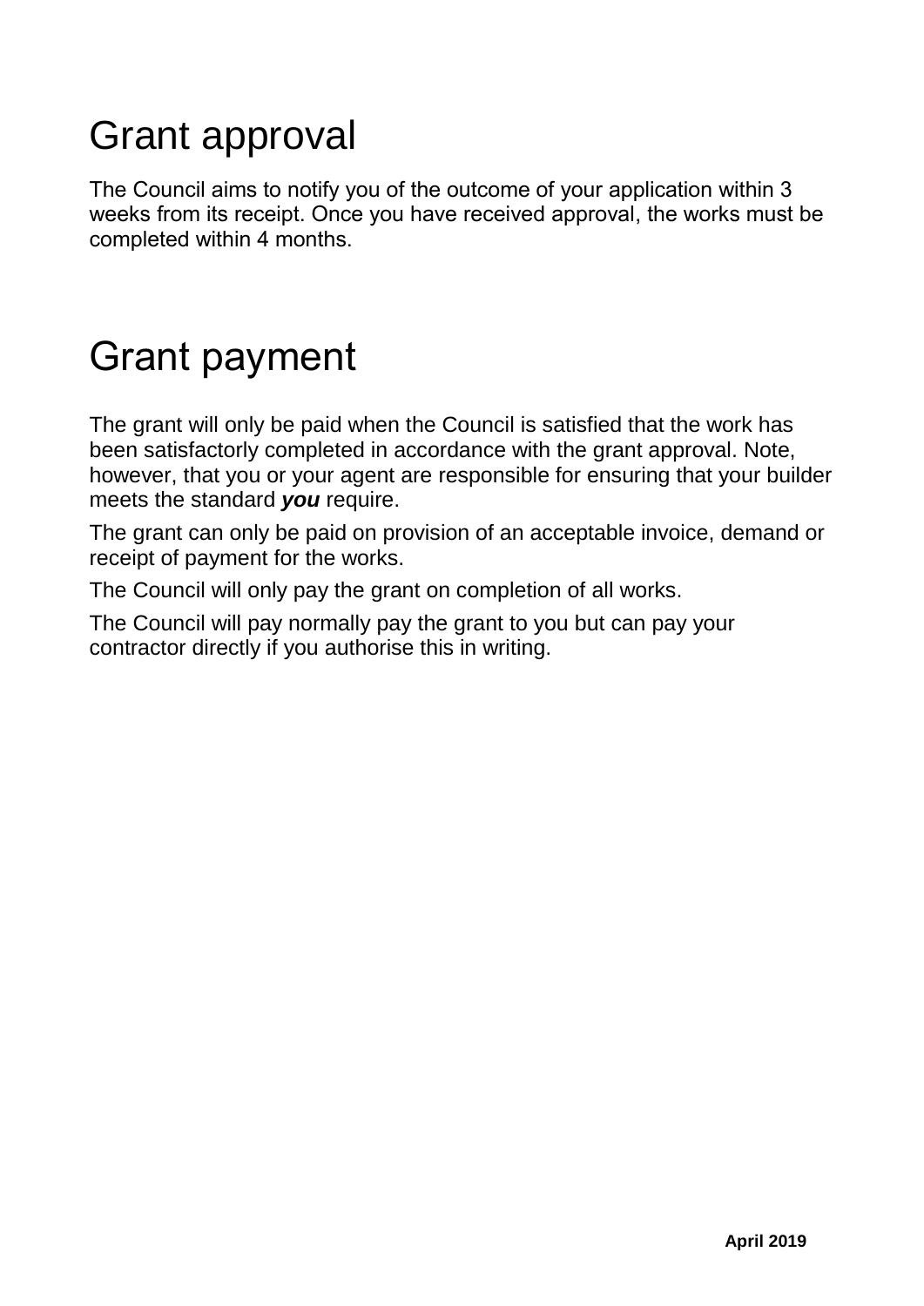# Grant approval

The Council aims to notify you of the outcome of your application within 3 weeks from its receipt. Once you have received approval, the works must be completed within 4 months.

# Grant payment

The grant will only be paid when the Council is satisfied that the work has been satisfactorly completed in accordance with the grant approval. Note, however, that you or your agent are responsible for ensuring that your builder meets the standard ***you*** require.

The grant can only be paid on provision of an acceptable invoice, demand or receipt of payment for the works.

The Council will only pay the grant on completion of all works.

The Council will pay normally pay the grant to you but can pay your contractor directly if you authorise this in writing.

**April 2019**